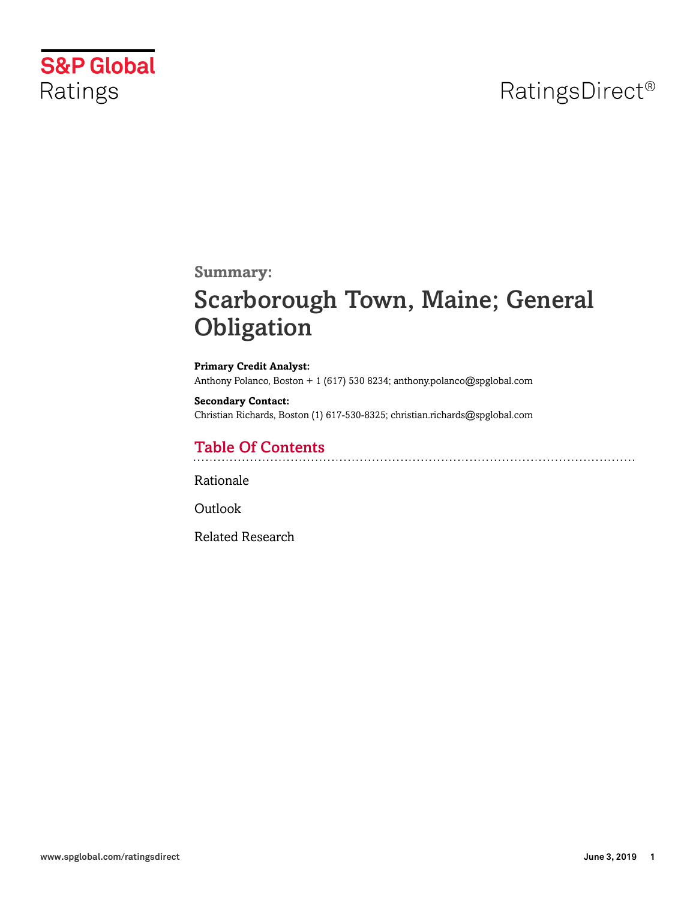S&P Global Ratings

RatingsDirect®

**Summary:**

# Scarborough Town, Maine; General Obligation

**Primary Credit Analyst:**
Anthony Polanco, Boston + 1 (617) 530 8234; anthony.polanco@spglobal.com

**Secondary Contact:**
Christian Richards, Boston (1) 617-530-8325; christian.richards@spglobal.com

## Table Of Contents

Rationale

Outlook

Related Research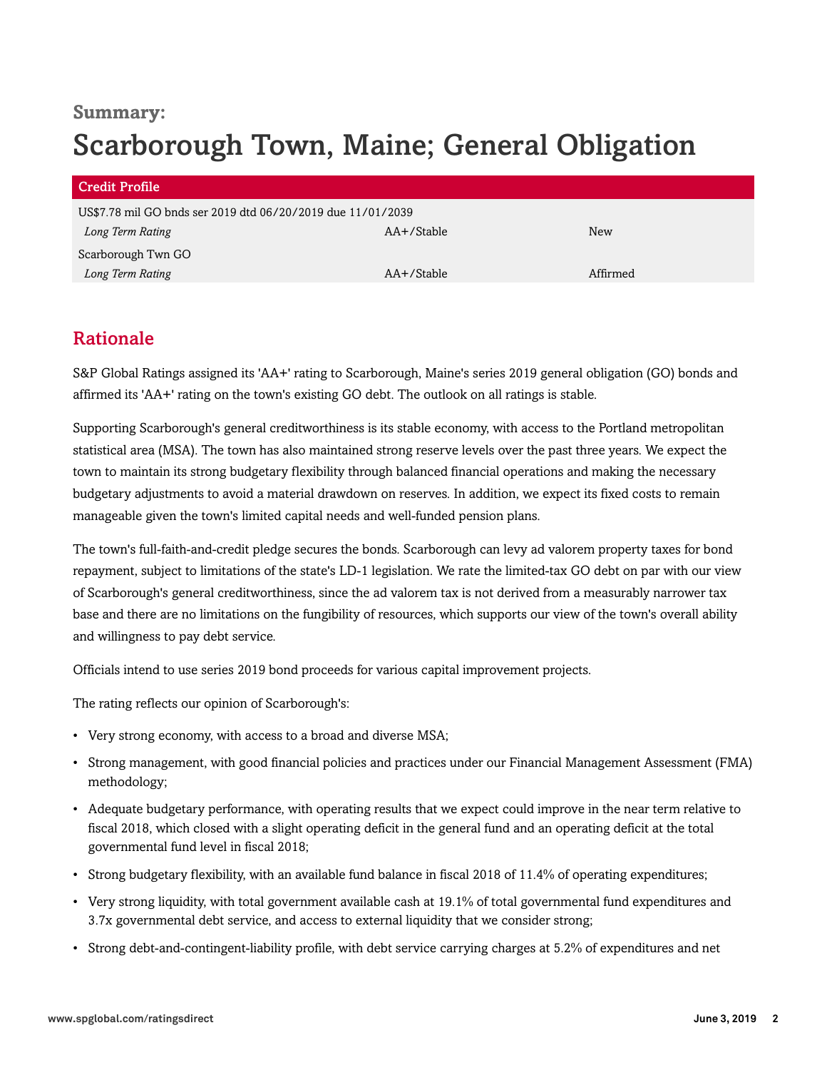**Summary:**

# Scarborough Town, Maine; General Obligation

| Credit Profile | | |
|---|---|---|
| US$7.78 mil GO bnds ser 2019 dtd 06/20/2019 due 11/01/2039 | | |
| *Long Term Rating* | AA+/Stable | New |
| Scarborough Twn GO | | |
| *Long Term Rating* | AA+/Stable | Affirmed |

## Rationale

S&P Global Ratings assigned its 'AA+' rating to Scarborough, Maine's series 2019 general obligation (GO) bonds and affirmed its 'AA+' rating on the town's existing GO debt. The outlook on all ratings is stable.

Supporting Scarborough's general creditworthiness is its stable economy, with access to the Portland metropolitan statistical area (MSA). The town has also maintained strong reserve levels over the past three years. We expect the town to maintain its strong budgetary flexibility through balanced financial operations and making the necessary budgetary adjustments to avoid a material drawdown on reserves. In addition, we expect its fixed costs to remain manageable given the town's limited capital needs and well-funded pension plans.

The town's full-faith-and-credit pledge secures the bonds. Scarborough can levy ad valorem property taxes for bond repayment, subject to limitations of the state's LD-1 legislation. We rate the limited-tax GO debt on par with our view of Scarborough's general creditworthiness, since the ad valorem tax is not derived from a measurably narrower tax base and there are no limitations on the fungibility of resources, which supports our view of the town's overall ability and willingness to pay debt service.

Officials intend to use series 2019 bond proceeds for various capital improvement projects.

The rating reflects our opinion of Scarborough's:

- Very strong economy, with access to a broad and diverse MSA;
- Strong management, with good financial policies and practices under our Financial Management Assessment (FMA) methodology;
- Adequate budgetary performance, with operating results that we expect could improve in the near term relative to fiscal 2018, which closed with a slight operating deficit in the general fund and an operating deficit at the total governmental fund level in fiscal 2018;
- Strong budgetary flexibility, with an available fund balance in fiscal 2018 of 11.4% of operating expenditures;
- Very strong liquidity, with total government available cash at 19.1% of total governmental fund expenditures and 3.7x governmental debt service, and access to external liquidity that we consider strong;
- Strong debt-and-contingent-liability profile, with debt service carrying charges at 5.2% of expenditures and net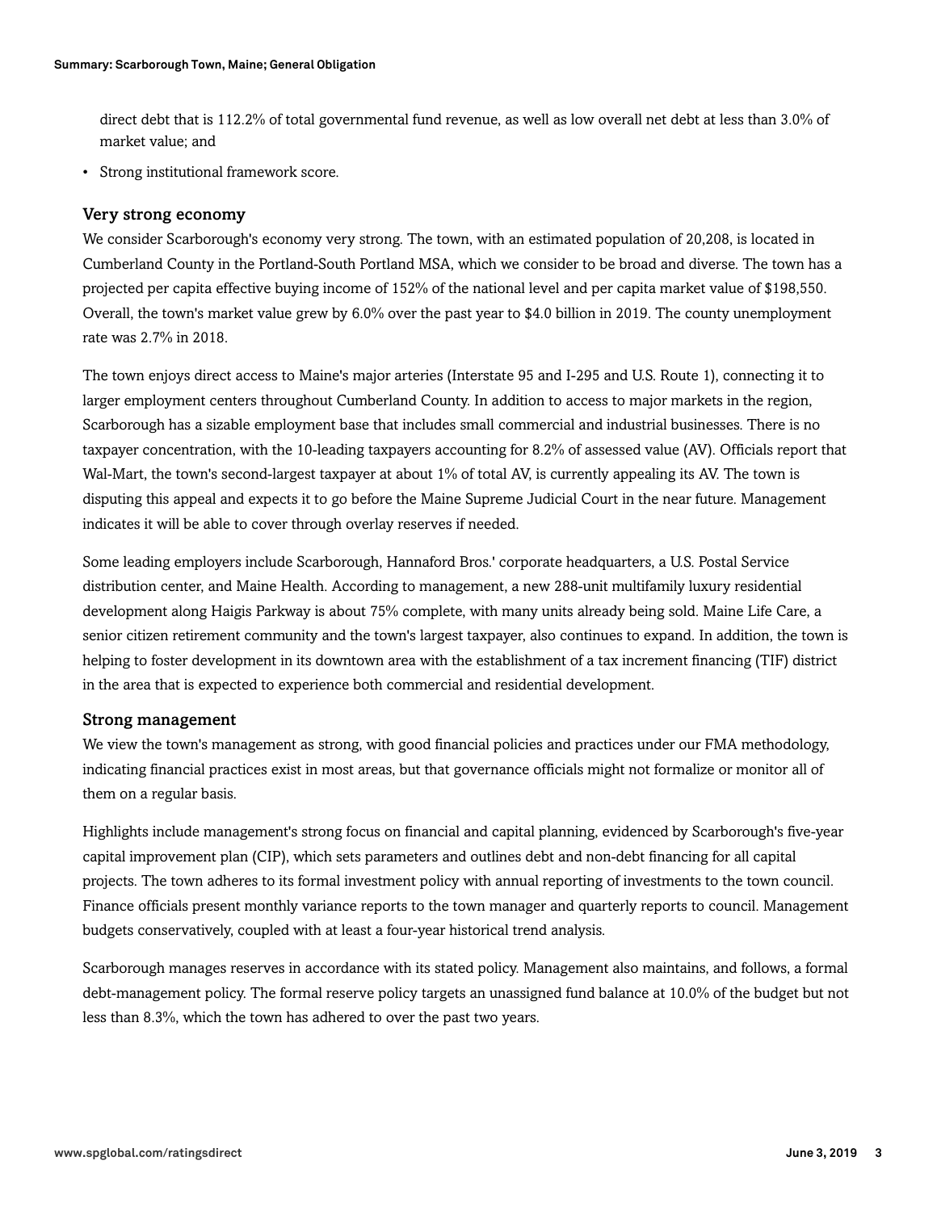direct debt that is 112.2% of total governmental fund revenue, as well as low overall net debt at less than 3.0% of market value; and

- Strong institutional framework score.

### Very strong economy

We consider Scarborough's economy very strong. The town, with an estimated population of 20,208, is located in Cumberland County in the Portland-South Portland MSA, which we consider to be broad and diverse. The town has a projected per capita effective buying income of 152% of the national level and per capita market value of $198,550. Overall, the town's market value grew by 6.0% over the past year to $4.0 billion in 2019. The county unemployment rate was 2.7% in 2018.

The town enjoys direct access to Maine's major arteries (Interstate 95 and I-295 and U.S. Route 1), connecting it to larger employment centers throughout Cumberland County. In addition to access to major markets in the region, Scarborough has a sizable employment base that includes small commercial and industrial businesses. There is no taxpayer concentration, with the 10-leading taxpayers accounting for 8.2% of assessed value (AV). Officials report that Wal-Mart, the town's second-largest taxpayer at about 1% of total AV, is currently appealing its AV. The town is disputing this appeal and expects it to go before the Maine Supreme Judicial Court in the near future. Management indicates it will be able to cover through overlay reserves if needed.

Some leading employers include Scarborough, Hannaford Bros.' corporate headquarters, a U.S. Postal Service distribution center, and Maine Health. According to management, a new 288-unit multifamily luxury residential development along Haigis Parkway is about 75% complete, with many units already being sold. Maine Life Care, a senior citizen retirement community and the town's largest taxpayer, also continues to expand. In addition, the town is helping to foster development in its downtown area with the establishment of a tax increment financing (TIF) district in the area that is expected to experience both commercial and residential development.

### Strong management

We view the town's management as strong, with good financial policies and practices under our FMA methodology, indicating financial practices exist in most areas, but that governance officials might not formalize or monitor all of them on a regular basis.

Highlights include management's strong focus on financial and capital planning, evidenced by Scarborough's five-year capital improvement plan (CIP), which sets parameters and outlines debt and non-debt financing for all capital projects. The town adheres to its formal investment policy with annual reporting of investments to the town council. Finance officials present monthly variance reports to the town manager and quarterly reports to council. Management budgets conservatively, coupled with at least a four-year historical trend analysis.

Scarborough manages reserves in accordance with its stated policy. Management also maintains, and follows, a formal debt-management policy. The formal reserve policy targets an unassigned fund balance at 10.0% of the budget but not less than 8.3%, which the town has adhered to over the past two years.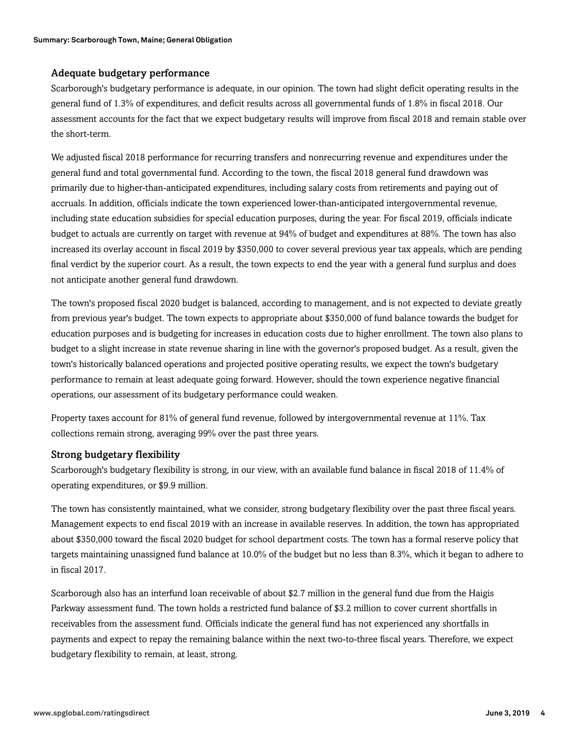### Adequate budgetary performance

Scarborough's budgetary performance is adequate, in our opinion. The town had slight deficit operating results in the general fund of 1.3% of expenditures, and deficit results across all governmental funds of 1.8% in fiscal 2018. Our assessment accounts for the fact that we expect budgetary results will improve from fiscal 2018 and remain stable over the short-term.

We adjusted fiscal 2018 performance for recurring transfers and nonrecurring revenue and expenditures under the general fund and total governmental fund. According to the town, the fiscal 2018 general fund drawdown was primarily due to higher-than-anticipated expenditures, including salary costs from retirements and paying out of accruals. In addition, officials indicate the town experienced lower-than-anticipated intergovernmental revenue, including state education subsidies for special education purposes, during the year. For fiscal 2019, officials indicate budget to actuals are currently on target with revenue at 94% of budget and expenditures at 88%. The town has also increased its overlay account in fiscal 2019 by $350,000 to cover several previous year tax appeals, which are pending final verdict by the superior court. As a result, the town expects to end the year with a general fund surplus and does not anticipate another general fund drawdown.

The town's proposed fiscal 2020 budget is balanced, according to management, and is not expected to deviate greatly from previous year's budget. The town expects to appropriate about $350,000 of fund balance towards the budget for education purposes and is budgeting for increases in education costs due to higher enrollment. The town also plans to budget to a slight increase in state revenue sharing in line with the governor's proposed budget. As a result, given the town's historically balanced operations and projected positive operating results, we expect the town's budgetary performance to remain at least adequate going forward. However, should the town experience negative financial operations, our assessment of its budgetary performance could weaken.

Property taxes account for 81% of general fund revenue, followed by intergovernmental revenue at 11%. Tax collections remain strong, averaging 99% over the past three years.

### Strong budgetary flexibility

Scarborough's budgetary flexibility is strong, in our view, with an available fund balance in fiscal 2018 of 11.4% of operating expenditures, or $9.9 million.

The town has consistently maintained, what we consider, strong budgetary flexibility over the past three fiscal years. Management expects to end fiscal 2019 with an increase in available reserves. In addition, the town has appropriated about $350,000 toward the fiscal 2020 budget for school department costs. The town has a formal reserve policy that targets maintaining unassigned fund balance at 10.0% of the budget but no less than 8.3%, which it began to adhere to in fiscal 2017.

Scarborough also has an interfund loan receivable of about $2.7 million in the general fund due from the Haigis Parkway assessment fund. The town holds a restricted fund balance of $3.2 million to cover current shortfalls in receivables from the assessment fund. Officials indicate the general fund has not experienced any shortfalls in payments and expect to repay the remaining balance within the next two-to-three fiscal years. Therefore, we expect budgetary flexibility to remain, at least, strong.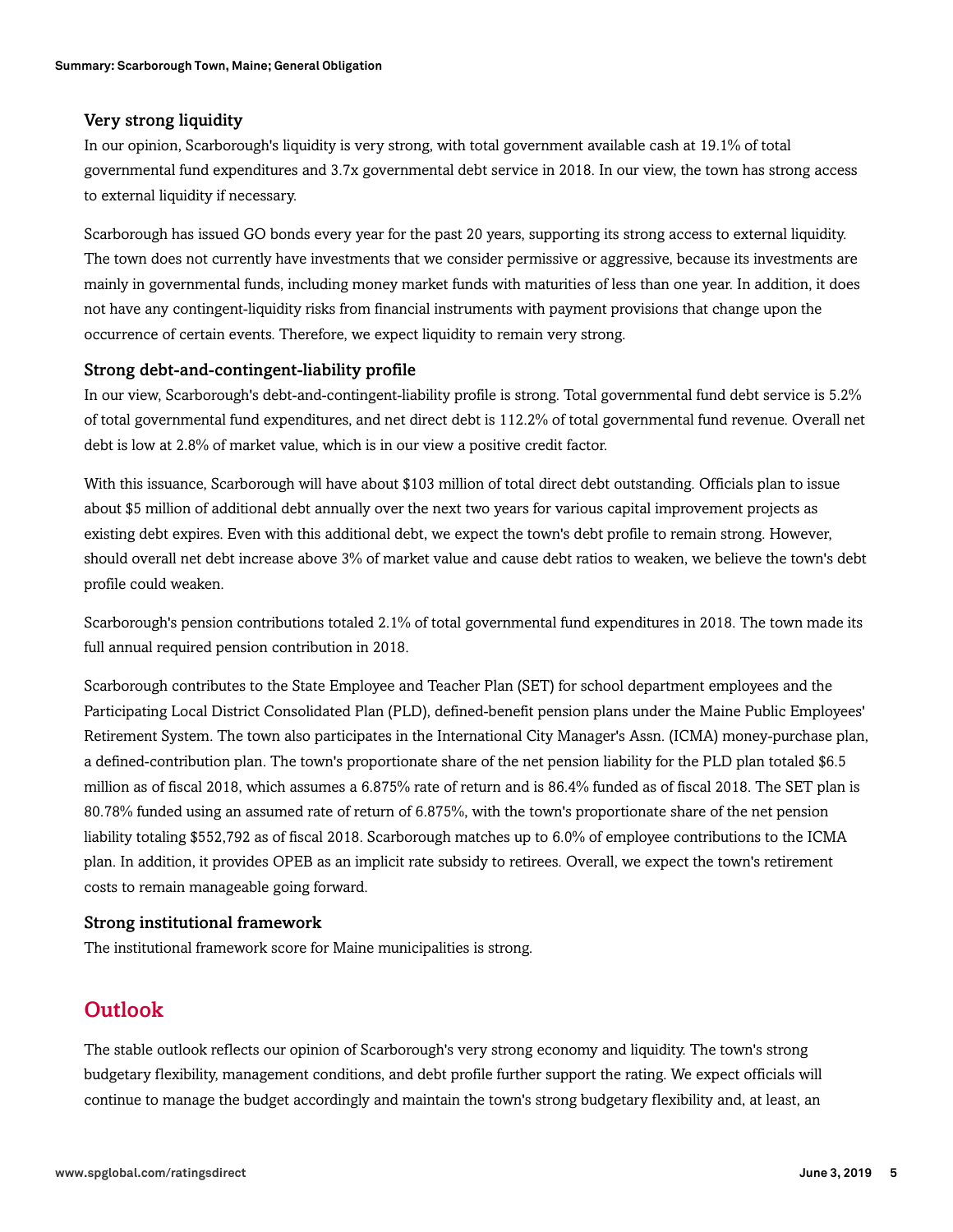### Very strong liquidity

In our opinion, Scarborough's liquidity is very strong, with total government available cash at 19.1% of total governmental fund expenditures and 3.7x governmental debt service in 2018. In our view, the town has strong access to external liquidity if necessary.

Scarborough has issued GO bonds every year for the past 20 years, supporting its strong access to external liquidity. The town does not currently have investments that we consider permissive or aggressive, because its investments are mainly in governmental funds, including money market funds with maturities of less than one year. In addition, it does not have any contingent-liquidity risks from financial instruments with payment provisions that change upon the occurrence of certain events. Therefore, we expect liquidity to remain very strong.

### Strong debt-and-contingent-liability profile

In our view, Scarborough's debt-and-contingent-liability profile is strong. Total governmental fund debt service is 5.2% of total governmental fund expenditures, and net direct debt is 112.2% of total governmental fund revenue. Overall net debt is low at 2.8% of market value, which is in our view a positive credit factor.

With this issuance, Scarborough will have about $103 million of total direct debt outstanding. Officials plan to issue about $5 million of additional debt annually over the next two years for various capital improvement projects as existing debt expires. Even with this additional debt, we expect the town's debt profile to remain strong. However, should overall net debt increase above 3% of market value and cause debt ratios to weaken, we believe the town's debt profile could weaken.

Scarborough's pension contributions totaled 2.1% of total governmental fund expenditures in 2018. The town made its full annual required pension contribution in 2018.

Scarborough contributes to the State Employee and Teacher Plan (SET) for school department employees and the Participating Local District Consolidated Plan (PLD), defined-benefit pension plans under the Maine Public Employees' Retirement System. The town also participates in the International City Manager's Assn. (ICMA) money-purchase plan, a defined-contribution plan. The town's proportionate share of the net pension liability for the PLD plan totaled $6.5 million as of fiscal 2018, which assumes a 6.875% rate of return and is 86.4% funded as of fiscal 2018. The SET plan is 80.78% funded using an assumed rate of return of 6.875%, with the town's proportionate share of the net pension liability totaling $552,792 as of fiscal 2018. Scarborough matches up to 6.0% of employee contributions to the ICMA plan. In addition, it provides OPEB as an implicit rate subsidy to retirees. Overall, we expect the town's retirement costs to remain manageable going forward.

### Strong institutional framework

The institutional framework score for Maine municipalities is strong.

## Outlook

The stable outlook reflects our opinion of Scarborough's very strong economy and liquidity. The town's strong budgetary flexibility, management conditions, and debt profile further support the rating. We expect officials will continue to manage the budget accordingly and maintain the town's strong budgetary flexibility and, at least, an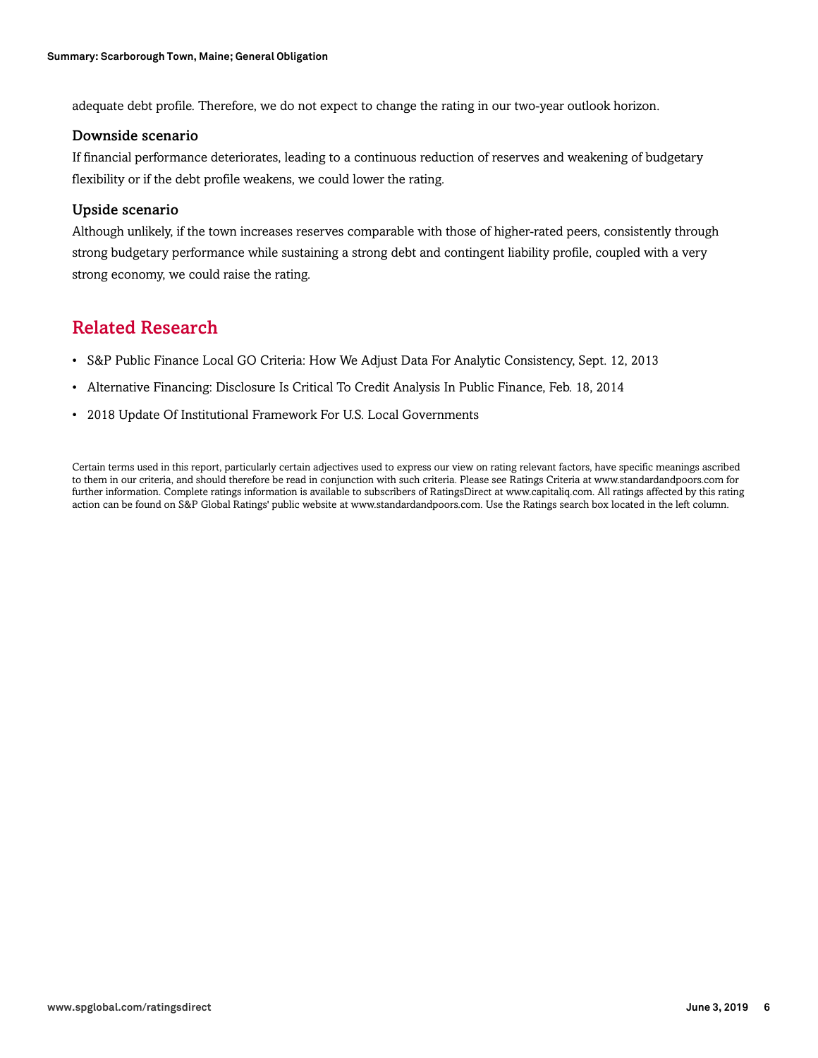adequate debt profile. Therefore, we do not expect to change the rating in our two-year outlook horizon.

### Downside scenario

If financial performance deteriorates, leading to a continuous reduction of reserves and weakening of budgetary flexibility or if the debt profile weakens, we could lower the rating.

### Upside scenario

Although unlikely, if the town increases reserves comparable with those of higher-rated peers, consistently through strong budgetary performance while sustaining a strong debt and contingent liability profile, coupled with a very strong economy, we could raise the rating.

## Related Research

- S&P Public Finance Local GO Criteria: How We Adjust Data For Analytic Consistency, Sept. 12, 2013
- Alternative Financing: Disclosure Is Critical To Credit Analysis In Public Finance, Feb. 18, 2014
- 2018 Update Of Institutional Framework For U.S. Local Governments

Certain terms used in this report, particularly certain adjectives used to express our view on rating relevant factors, have specific meanings ascribed to them in our criteria, and should therefore be read in conjunction with such criteria. Please see Ratings Criteria at www.standardandpoors.com for further information. Complete ratings information is available to subscribers of RatingsDirect at www.capitaliq.com. All ratings affected by this rating action can be found on S&P Global Ratings' public website at www.standardandpoors.com. Use the Ratings search box located in the left column.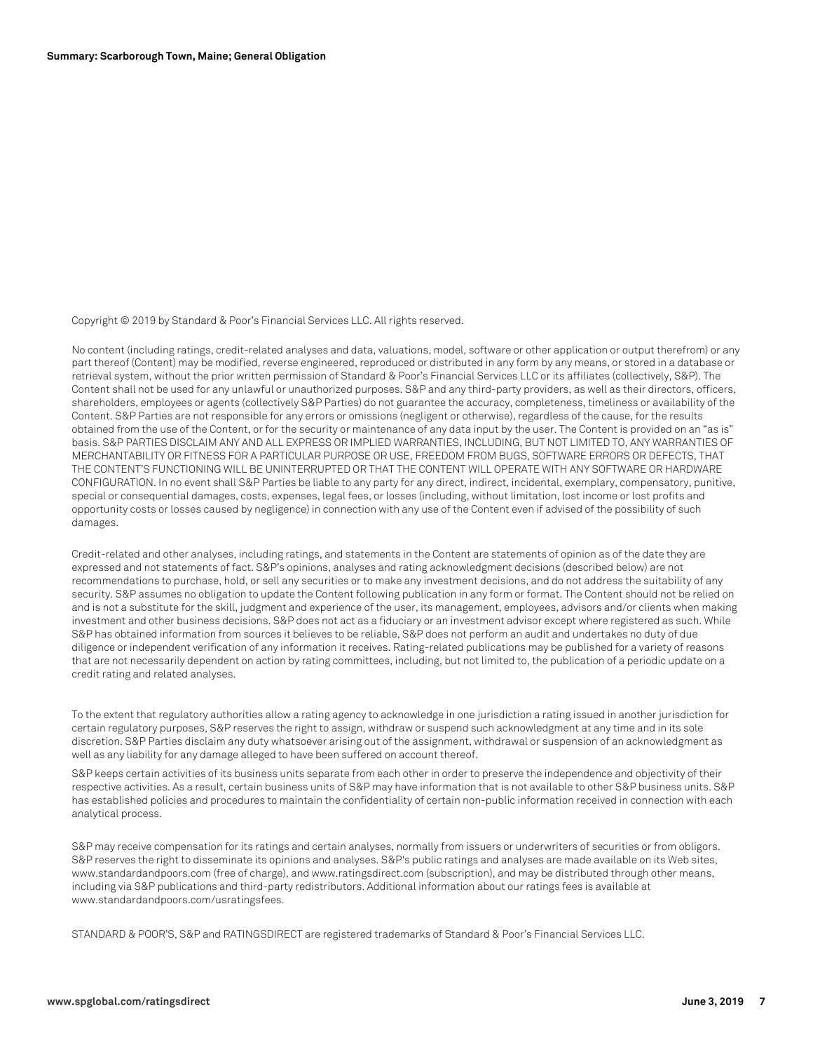Copyright © 2019 by Standard & Poor's Financial Services LLC. All rights reserved.

No content (including ratings, credit-related analyses and data, valuations, model, software or other application or output therefrom) or any part thereof (Content) may be modified, reverse engineered, reproduced or distributed in any form by any means, or stored in a database or retrieval system, without the prior written permission of Standard & Poor's Financial Services LLC or its affiliates (collectively, S&P). The Content shall not be used for any unlawful or unauthorized purposes. S&P and any third-party providers, as well as their directors, officers, shareholders, employees or agents (collectively S&P Parties) do not guarantee the accuracy, completeness, timeliness or availability of the Content. S&P Parties are not responsible for any errors or omissions (negligent or otherwise), regardless of the cause, for the results obtained from the use of the Content, or for the security or maintenance of any data input by the user. The Content is provided on an "as is" basis. S&P PARTIES DISCLAIM ANY AND ALL EXPRESS OR IMPLIED WARRANTIES, INCLUDING, BUT NOT LIMITED TO, ANY WARRANTIES OF MERCHANTABILITY OR FITNESS FOR A PARTICULAR PURPOSE OR USE, FREEDOM FROM BUGS, SOFTWARE ERRORS OR DEFECTS, THAT THE CONTENT'S FUNCTIONING WILL BE UNINTERRUPTED OR THAT THE CONTENT WILL OPERATE WITH ANY SOFTWARE OR HARDWARE CONFIGURATION. In no event shall S&P Parties be liable to any party for any direct, indirect, incidental, exemplary, compensatory, punitive, special or consequential damages, costs, expenses, legal fees, or losses (including, without limitation, lost income or lost profits and opportunity costs or losses caused by negligence) in connection with any use of the Content even if advised of the possibility of such damages.

Credit-related and other analyses, including ratings, and statements in the Content are statements of opinion as of the date they are expressed and not statements of fact. S&P's opinions, analyses and rating acknowledgment decisions (described below) are not recommendations to purchase, hold, or sell any securities or to make any investment decisions, and do not address the suitability of any security. S&P assumes no obligation to update the Content following publication in any form or format. The Content should not be relied on and is not a substitute for the skill, judgment and experience of the user, its management, employees, advisors and/or clients when making investment and other business decisions. S&P does not act as a fiduciary or an investment advisor except where registered as such. While S&P has obtained information from sources it believes to be reliable, S&P does not perform an audit and undertakes no duty of due diligence or independent verification of any information it receives. Rating-related publications may be published for a variety of reasons that are not necessarily dependent on action by rating committees, including, but not limited to, the publication of a periodic update on a credit rating and related analyses.

To the extent that regulatory authorities allow a rating agency to acknowledge in one jurisdiction a rating issued in another jurisdiction for certain regulatory purposes, S&P reserves the right to assign, withdraw or suspend such acknowledgment at any time and in its sole discretion. S&P Parties disclaim any duty whatsoever arising out of the assignment, withdrawal or suspension of an acknowledgment as well as any liability for any damage alleged to have been suffered on account thereof.

S&P keeps certain activities of its business units separate from each other in order to preserve the independence and objectivity of their respective activities. As a result, certain business units of S&P may have information that is not available to other S&P business units. S&P has established policies and procedures to maintain the confidentiality of certain non-public information received in connection with each analytical process.

S&P may receive compensation for its ratings and certain analyses, normally from issuers or underwriters of securities or from obligors. S&P reserves the right to disseminate its opinions and analyses. S&P's public ratings and analyses are made available on its Web sites, www.standardandpoors.com (free of charge), and www.ratingsdirect.com (subscription), and may be distributed through other means, including via S&P publications and third-party redistributors. Additional information about our ratings fees is available at www.standardandpoors.com/usratingsfees.

STANDARD & POOR'S, S&P and RATINGSDIRECT are registered trademarks of Standard & Poor's Financial Services LLC.